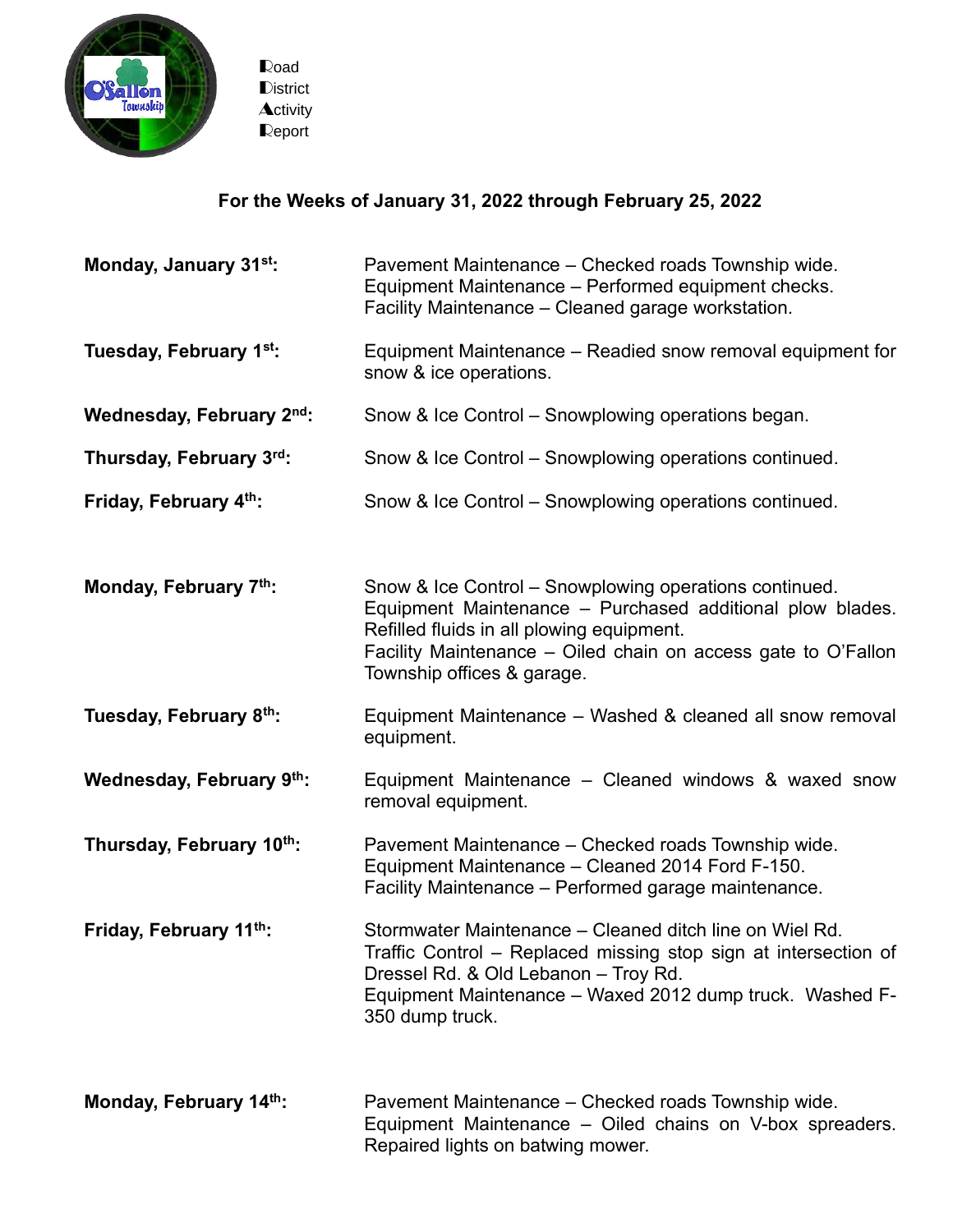Road
District
Activity
Report

## For the Weeks of January 31, 2022 through February 25, 2022

**Monday, January 31st:**
Pavement Maintenance – Checked roads Township wide.
Equipment Maintenance – Performed equipment checks.
Facility Maintenance – Cleaned garage workstation.

**Tuesday, February 1st:**
Equipment Maintenance – Readied snow removal equipment for snow & ice operations.

**Wednesday, February 2nd:**
Snow & Ice Control – Snowplowing operations began.

**Thursday, February 3rd:**
Snow & Ice Control – Snowplowing operations continued.

**Friday, February 4th:**
Snow & Ice Control – Snowplowing operations continued.

**Monday, February 7th:**
Snow & Ice Control – Snowplowing operations continued.
Equipment Maintenance – Purchased additional plow blades. Refilled fluids in all plowing equipment.
Facility Maintenance – Oiled chain on access gate to O'Fallon Township offices & garage.

**Tuesday, February 8th:**
Equipment Maintenance – Washed & cleaned all snow removal equipment.

**Wednesday, February 9th:**
Equipment Maintenance – Cleaned windows & waxed snow removal equipment.

**Thursday, February 10th:**
Pavement Maintenance – Checked roads Township wide.
Equipment Maintenance – Cleaned 2014 Ford F-150.
Facility Maintenance – Performed garage maintenance.

**Friday, February 11th:**
Stormwater Maintenance – Cleaned ditch line on Wiel Rd.
Traffic Control – Replaced missing stop sign at intersection of Dressel Rd. & Old Lebanon – Troy Rd.
Equipment Maintenance – Waxed 2012 dump truck. Washed F-350 dump truck.

**Monday, February 14th:**
Pavement Maintenance – Checked roads Township wide.
Equipment Maintenance – Oiled chains on V-box spreaders. Repaired lights on batwing mower.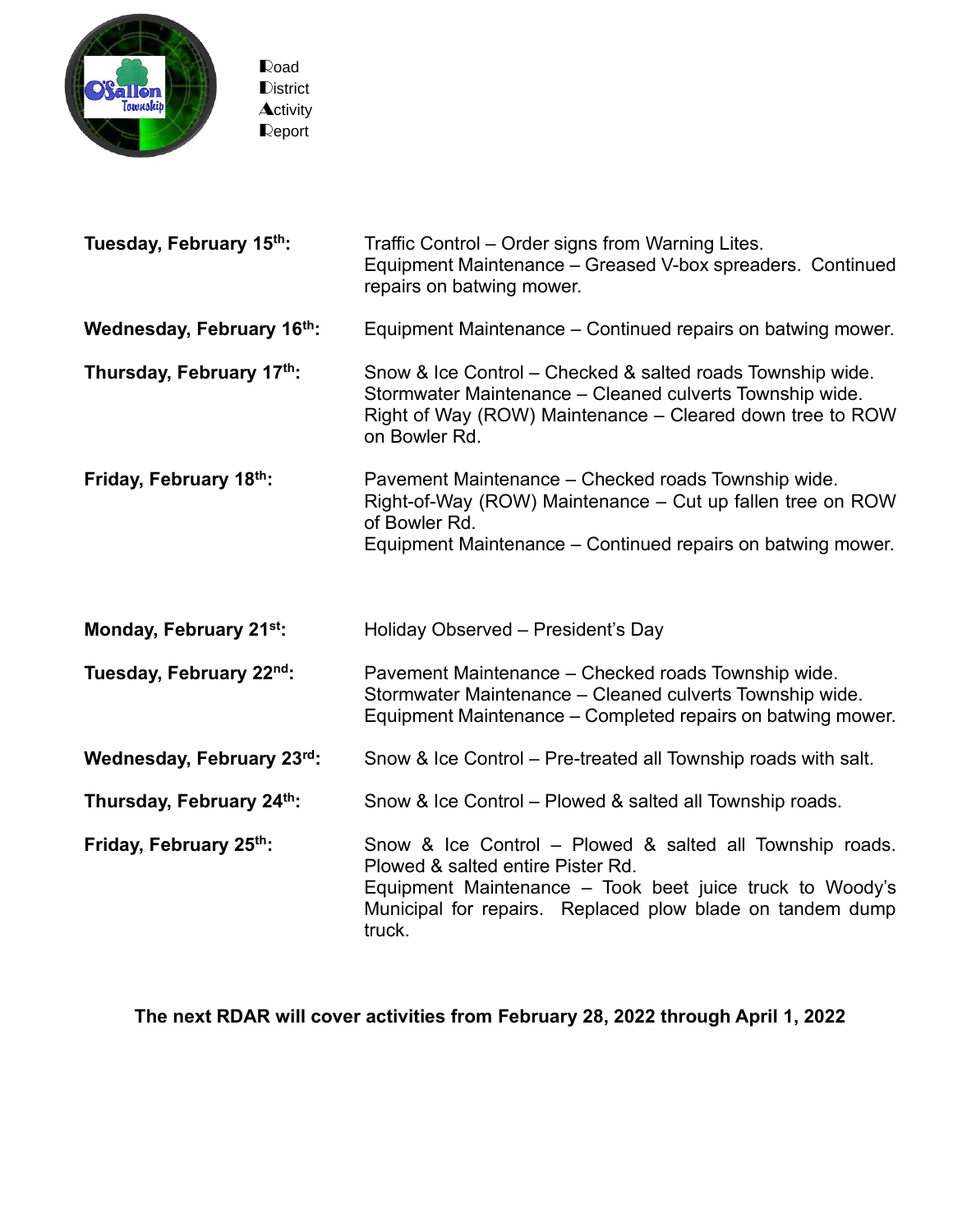Road
District
Activity
Report

| | |
|---|---|
| **Tuesday, February 15th:** | Traffic Control – Order signs from Warning Lites.<br>Equipment Maintenance – Greased V-box spreaders. Continued repairs on batwing mower. |
| **Wednesday, February 16th:** | Equipment Maintenance – Continued repairs on batwing mower. |
| **Thursday, February 17th:** | Snow & Ice Control – Checked & salted roads Township wide.<br>Stormwater Maintenance – Cleaned culverts Township wide.<br>Right of Way (ROW) Maintenance – Cleared down tree to ROW on Bowler Rd. |
| **Friday, February 18th:** | Pavement Maintenance – Checked roads Township wide.<br>Right-of-Way (ROW) Maintenance – Cut up fallen tree on ROW of Bowler Rd.<br>Equipment Maintenance – Continued repairs on batwing mower. |
| **Monday, February 21st:** | Holiday Observed – President's Day |
| **Tuesday, February 22nd:** | Pavement Maintenance – Checked roads Township wide.<br>Stormwater Maintenance – Cleaned culverts Township wide.<br>Equipment Maintenance – Completed repairs on batwing mower. |
| **Wednesday, February 23rd:** | Snow & Ice Control – Pre-treated all Township roads with salt. |
| **Thursday, February 24th:** | Snow & Ice Control – Plowed & salted all Township roads. |
| **Friday, February 25th:** | Snow & Ice Control – Plowed & salted all Township roads. Plowed & salted entire Pister Rd.<br>Equipment Maintenance – Took beet juice truck to Woody's Municipal for repairs. Replaced plow blade on tandem dump truck. |

**The next RDAR will cover activities from February 28, 2022 through April 1, 2022**